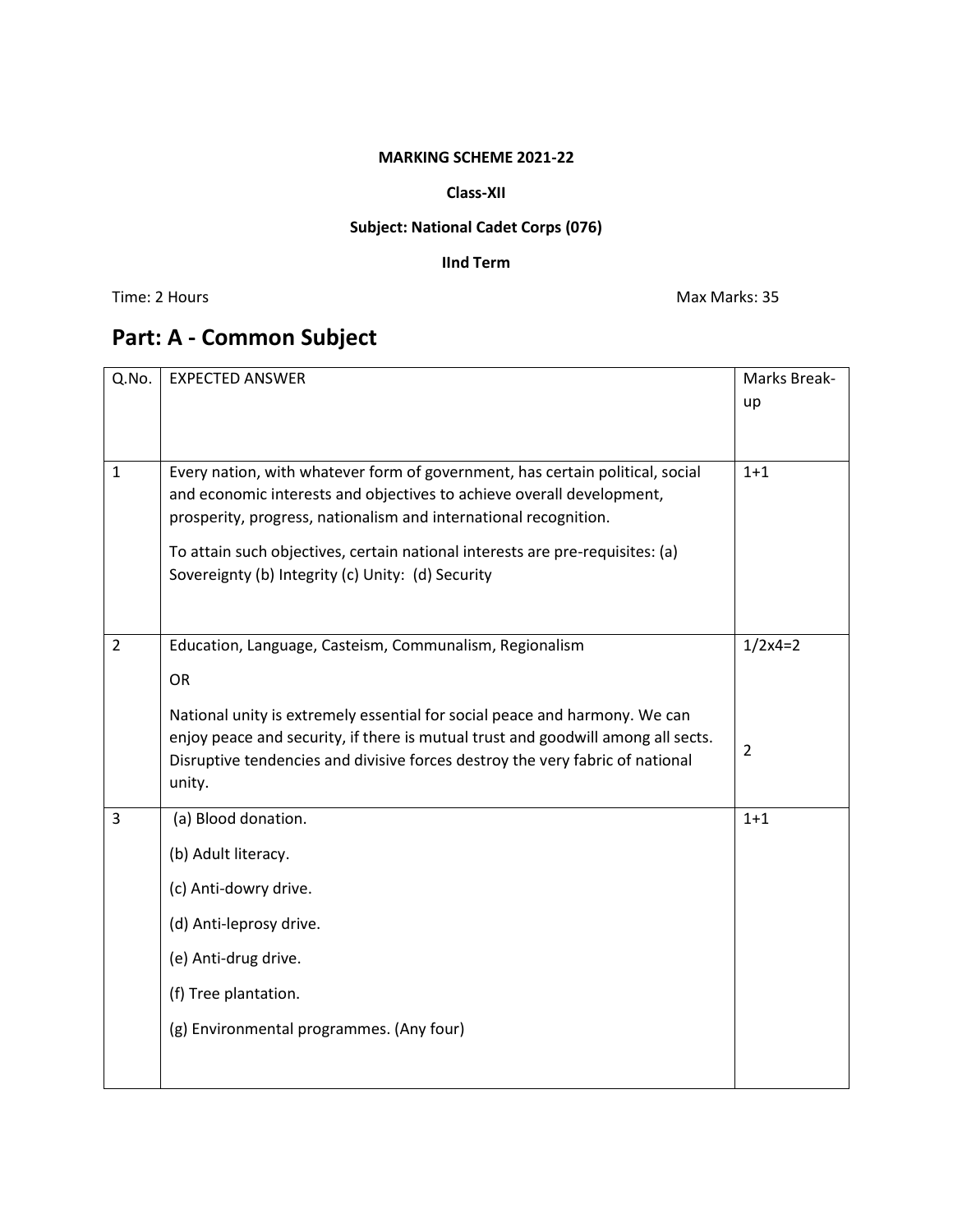**MARKING SCHEME 2021-22**

**Class-XII**

**Subject: National Cadet Corps (076)**

**IInd Term**

Time: 2 Hours | Max Marks: 35

# Part: A - Common Subject

| Q.No. | EXPECTED ANSWER | Marks Break-up |
|---|---|---|
| 1 | Every nation, with whatever form of government, has certain political, social and economic interests and objectives to achieve overall development, prosperity, progress, nationalism and international recognition.<br><br>To attain such objectives, certain national interests are pre-requisites: (a) Sovereignty (b) Integrity (c) Unity: (d) Security | 1+1 |
| 2 | Education, Language, Casteism, Communalism, Regionalism<br><br>OR<br><br>National unity is extremely essential for social peace and harmony. We can enjoy peace and security, if there is mutual trust and goodwill among all sects. Disruptive tendencies and divisive forces destroy the very fabric of national unity. | 1/2x4=2<br><br><br><br>2 |
| 3 | (a) Blood donation.<br>(b) Adult literacy.<br>(c) Anti-dowry drive.<br>(d) Anti-leprosy drive.<br>(e) Anti-drug drive.<br>(f) Tree plantation.<br>(g) Environmental programmes. (Any four) | 1+1 |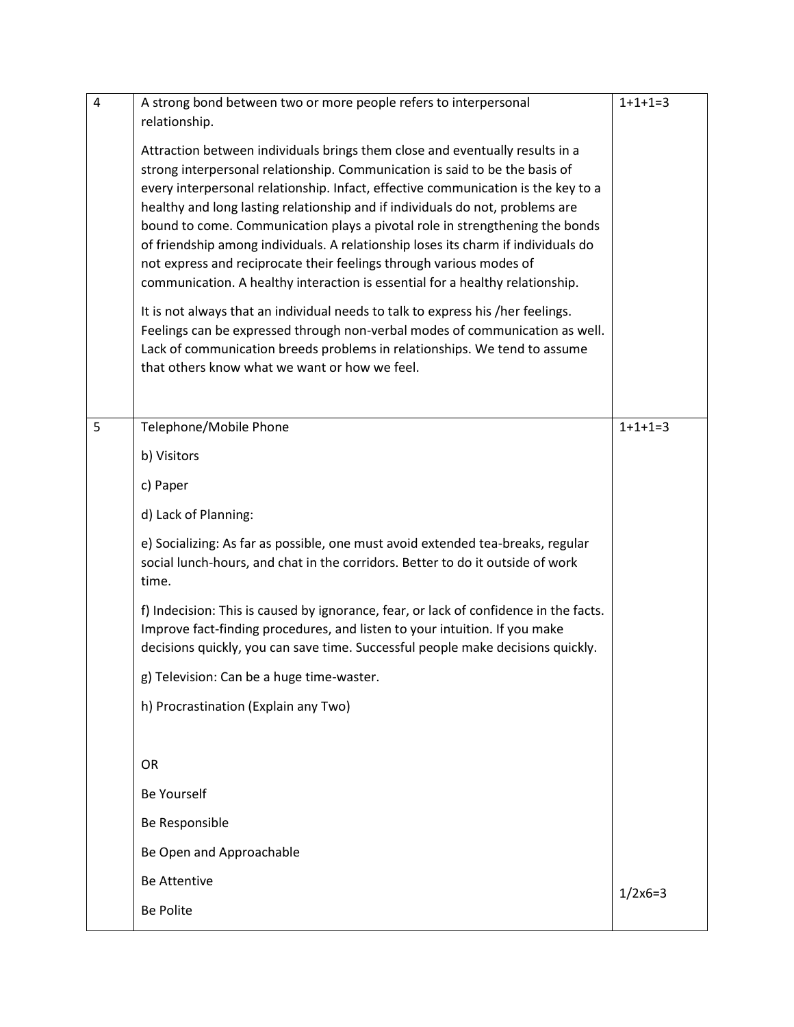| 4 | A strong bond between two or more people refers to interpersonal relationship.<br><br>Attraction between individuals brings them close and eventually results in a strong interpersonal relationship. Communication is said to be the basis of every interpersonal relationship. Infact, effective communication is the key to a healthy and long lasting relationship and if individuals do not, problems are bound to come. Communication plays a pivotal role in strengthening the bonds of friendship among individuals. A relationship loses its charm if individuals do not express and reciprocate their feelings through various modes of communication. A healthy interaction is essential for a healthy relationship.<br><br>It is not always that an individual needs to talk to express his /her feelings. Feelings can be expressed through non-verbal modes of communication as well. Lack of communication breeds problems in relationships. We tend to assume that others know what we want or how we feel. | 1+1+1=3 |
|---|---|---|
| 5 | Telephone/Mobile Phone<br><br>b) Visitors<br><br>c) Paper<br><br>d) Lack of Planning:<br><br>e) Socializing: As far as possible, one must avoid extended tea-breaks, regular social lunch-hours, and chat in the corridors. Better to do it outside of work time.<br><br>f) Indecision: This is caused by ignorance, fear, or lack of confidence in the facts. Improve fact-finding procedures, and listen to your intuition. If you make decisions quickly, you can save time. Successful people make decisions quickly.<br><br>g) Television: Can be a huge time-waster.<br><br>h) Procrastination (Explain any Two)<br><br>OR<br><br>Be Yourself<br><br>Be Responsible<br><br>Be Open and Approachable<br><br>Be Attentive<br><br>Be Polite | 1+1+1=3<br><br>1/2x6=3 |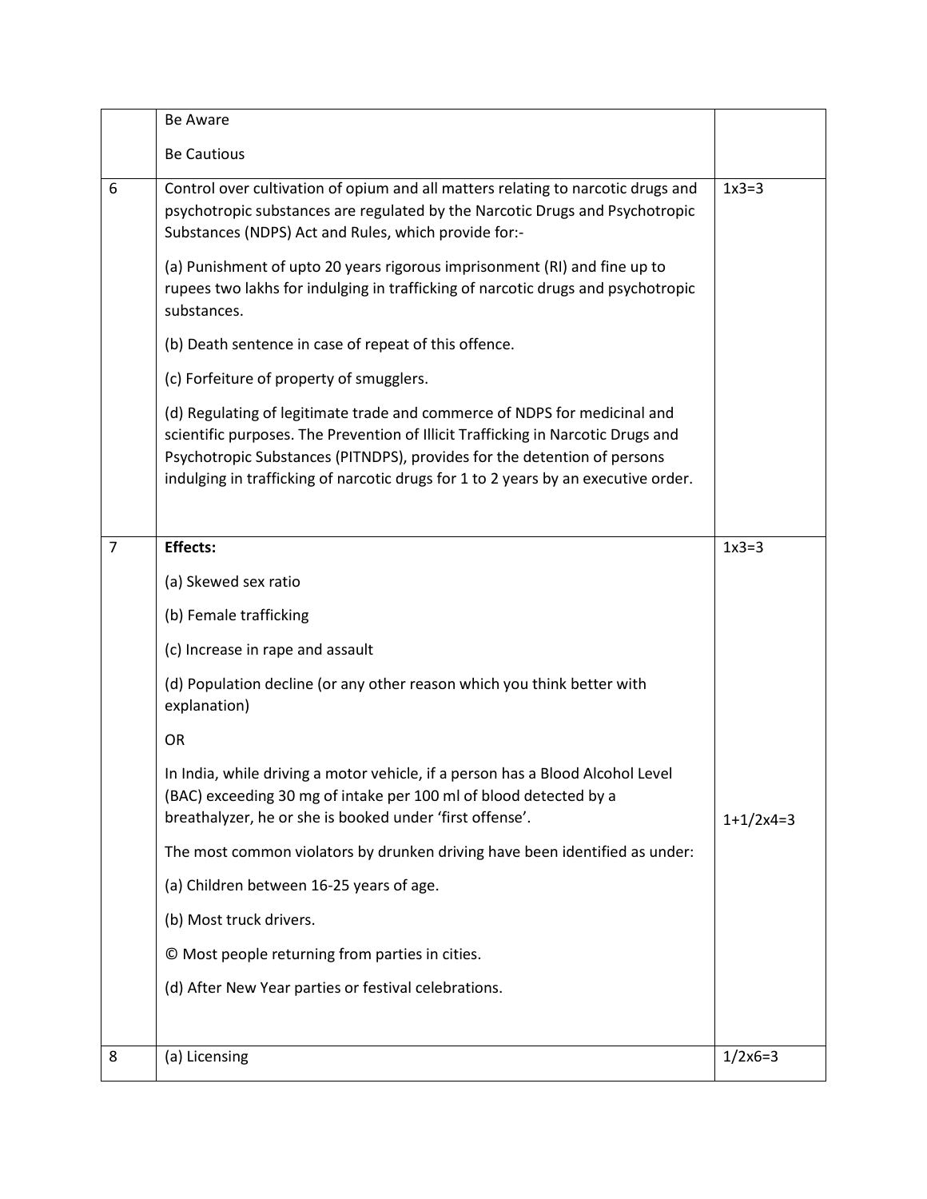|  |  |  |
|---|---|---|
|  | Be Aware<br><br>Be Cautious |  |
| 6 | Control over cultivation of opium and all matters relating to narcotic drugs and psychotropic substances are regulated by the Narcotic Drugs and Psychotropic Substances (NDPS) Act and Rules, which provide for:-<br><br>(a) Punishment of upto 20 years rigorous imprisonment (RI) and fine up to rupees two lakhs for indulging in trafficking of narcotic drugs and psychotropic substances.<br><br>(b) Death sentence in case of repeat of this offence.<br><br>(c) Forfeiture of property of smugglers.<br><br>(d) Regulating of legitimate trade and commerce of NDPS for medicinal and scientific purposes. The Prevention of Illicit Trafficking in Narcotic Drugs and Psychotropic Substances (PITNDPS), provides for the detention of persons indulging in trafficking of narcotic drugs for 1 to 2 years by an executive order. | 1x3=3 |
| 7 | **Effects:**<br><br>(a) Skewed sex ratio<br><br>(b) Female trafficking<br><br>(c) Increase in rape and assault<br><br>(d) Population decline (or any other reason which you think better with explanation)<br><br>OR<br><br>In India, while driving a motor vehicle, if a person has a Blood Alcohol Level (BAC) exceeding 30 mg of intake per 100 ml of blood detected by a breathalyzer, he or she is booked under 'first offense'.<br><br>The most common violators by drunken driving have been identified as under:<br><br>(a) Children between 16-25 years of age.<br><br>(b) Most truck drivers.<br><br>© Most people returning from parties in cities.<br><br>(d) After New Year parties or festival celebrations. | 1x3=3<br><br>1+1/2x4=3 |
| 8 | (a) Licensing | 1/2x6=3 |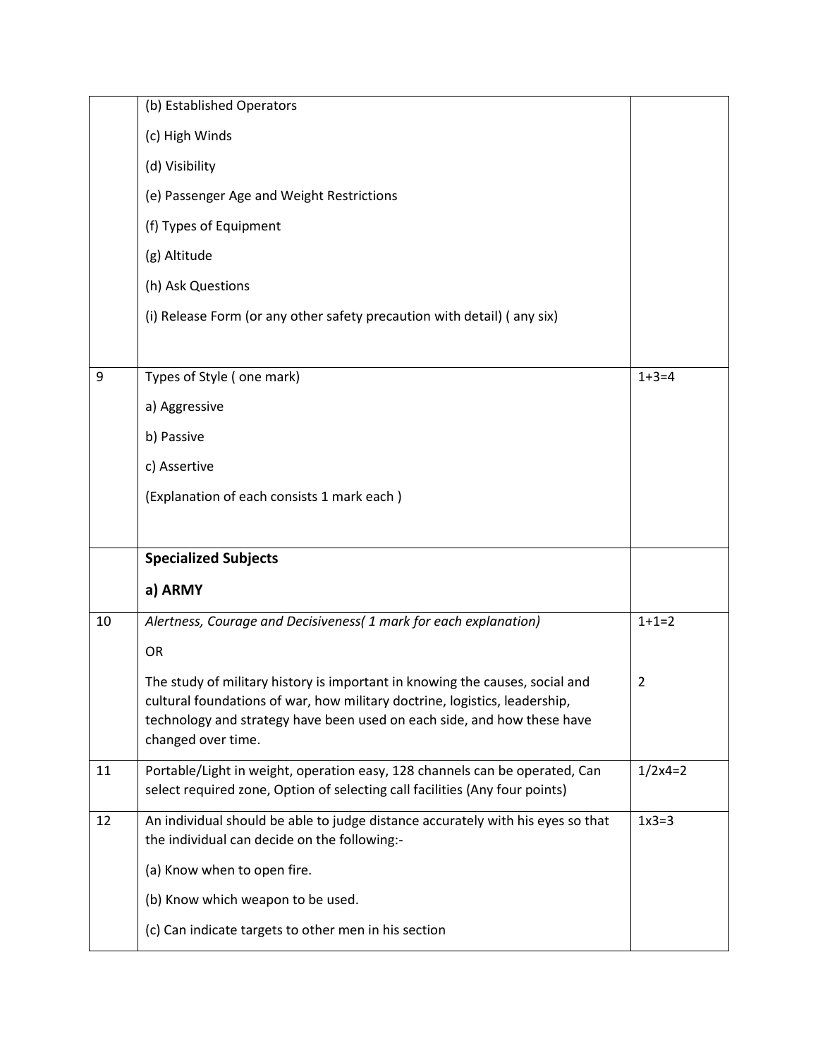| | | |
|---|---|---|
| | (b) Established Operators<br><br>(c) High Winds<br><br>(d) Visibility<br><br>(e) Passenger Age and Weight Restrictions<br><br>(f) Types of Equipment<br><br>(g) Altitude<br><br>(h) Ask Questions<br><br>(i) Release Form (or any other safety precaution with detail) ( any six) | |
| 9 | Types of Style ( one mark)<br><br>a) Aggressive<br><br>b) Passive<br><br>c) Assertive<br><br>(Explanation of each consists 1 mark each ) | 1+3=4 |
| | **Specialized Subjects**<br><br>**a) ARMY** | |
| 10 | *Alertness, Courage and Decisiveness( 1 mark for each explanation)*<br><br>OR<br><br>The study of military history is important in knowing the causes, social and cultural foundations of war, how military doctrine, logistics, leadership, technology and strategy have been used on each side, and how these have changed over time. | 1+1=2<br><br><br><br>2 |
| 11 | Portable/Light in weight, operation easy, 128 channels can be operated, Can select required zone, Option of selecting call facilities (Any four points) | 1/2x4=2 |
| 12 | An individual should be able to judge distance accurately with his eyes so that the individual can decide on the following:-<br><br>(a) Know when to open fire.<br><br>(b) Know which weapon to be used.<br><br>(c) Can indicate targets to other men in his section | 1x3=3 |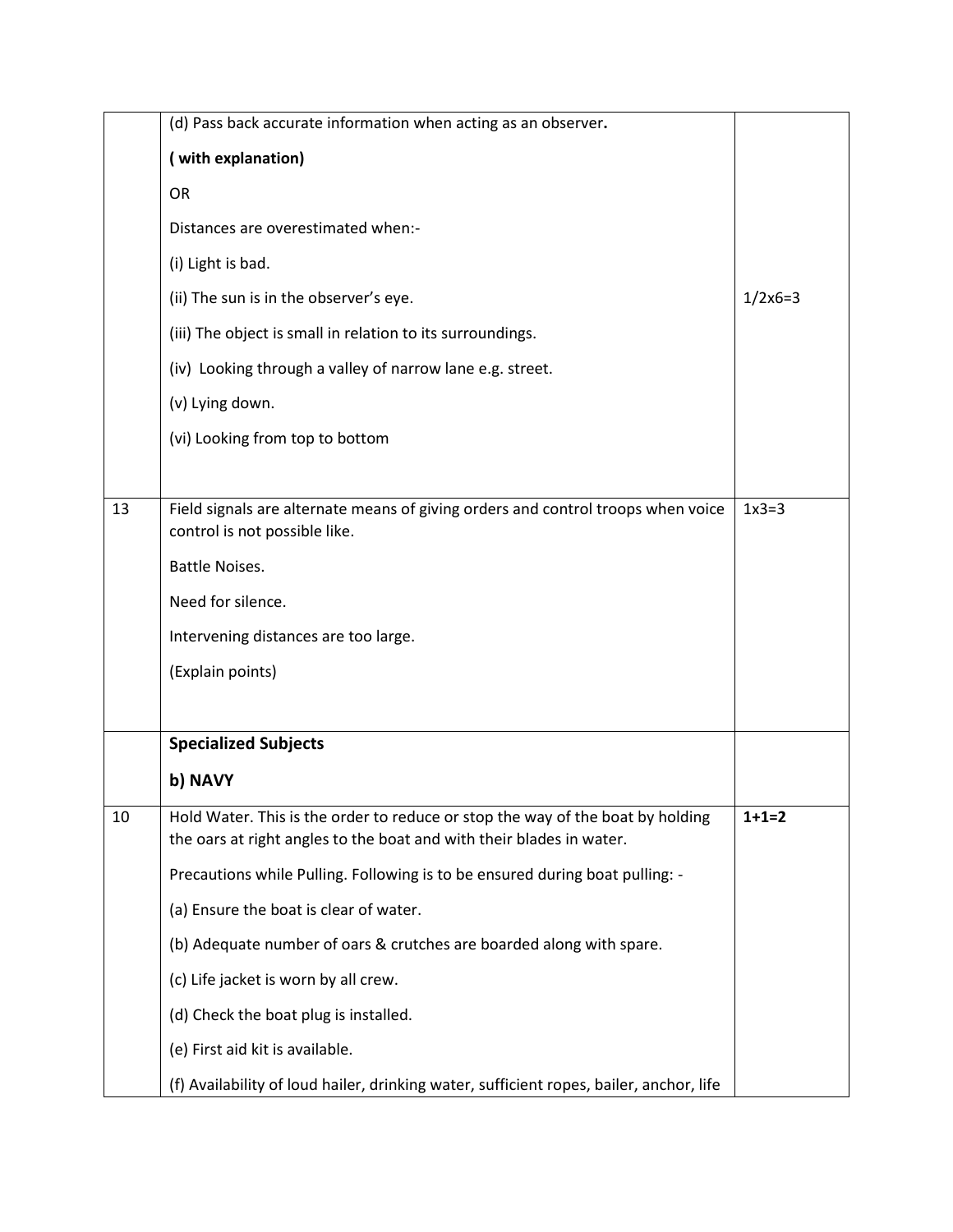| | | |
|---|---|---|
| | (d) Pass back accurate information when acting as an observer.<br><br>**( with explanation)**<br><br>OR<br><br>Distances are overestimated when:-<br><br>(i) Light is bad.<br><br>(ii) The sun is in the observer's eye.<br><br>(iii) The object is small in relation to its surroundings.<br><br>(iv) Looking through a valley of narrow lane e.g. street.<br><br>(v) Lying down.<br><br>(vi) Looking from top to bottom | 1/2x6=3 |
| 13 | Field signals are alternate means of giving orders and control troops when voice control is not possible like.<br><br>Battle Noises.<br><br>Need for silence.<br><br>Intervening distances are too large.<br><br>(Explain points) | 1x3=3 |
| | **Specialized Subjects**<br><br>**b) NAVY** | |
| 10 | Hold Water. This is the order to reduce or stop the way of the boat by holding the oars at right angles to the boat and with their blades in water.<br><br>Precautions while Pulling. Following is to be ensured during boat pulling: -<br><br>(a) Ensure the boat is clear of water.<br><br>(b) Adequate number of oars & crutches are boarded along with spare.<br><br>(c) Life jacket is worn by all crew.<br><br>(d) Check the boat plug is installed.<br><br>(e) First aid kit is available.<br><br>(f) Availability of loud hailer, drinking water, sufficient ropes, bailer, anchor, life | **1+1=2** |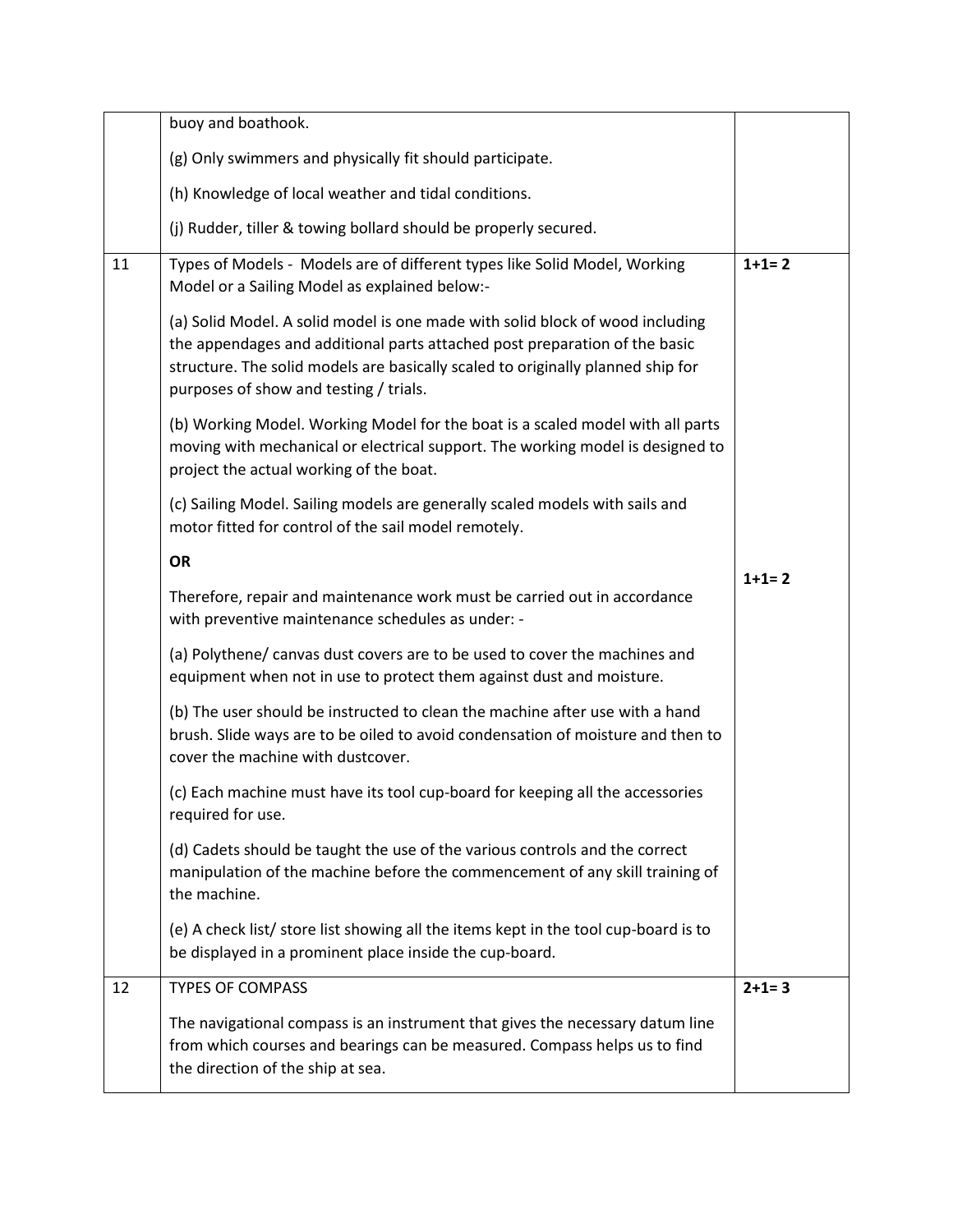| | | |
|---|---|---|
| | buoy and boathook.<br><br>(g) Only swimmers and physically fit should participate.<br><br>(h) Knowledge of local weather and tidal conditions.<br><br>(j) Rudder, tiller & towing bollard should be properly secured. | |
| 11 | Types of Models - Models are of different types like Solid Model, Working Model or a Sailing Model as explained below:-<br><br>(a) Solid Model. A solid model is one made with solid block of wood including the appendages and additional parts attached post preparation of the basic structure. The solid models are basically scaled to originally planned ship for purposes of show and testing / trials.<br><br>(b) Working Model. Working Model for the boat is a scaled model with all parts moving with mechanical or electrical support. The working model is designed to project the actual working of the boat.<br><br>(c) Sailing Model. Sailing models are generally scaled models with sails and motor fitted for control of the sail model remotely.<br><br>**OR**<br><br>Therefore, repair and maintenance work must be carried out in accordance with preventive maintenance schedules as under: -<br><br>(a) Polythene/ canvas dust covers are to be used to cover the machines and equipment when not in use to protect them against dust and moisture.<br><br>(b) The user should be instructed to clean the machine after use with a hand brush. Slide ways are to be oiled to avoid condensation of moisture and then to cover the machine with dustcover.<br><br>(c) Each machine must have its tool cup-board for keeping all the accessories required for use.<br><br>(d) Cadets should be taught the use of the various controls and the correct manipulation of the machine before the commencement of any skill training of the machine.<br><br>(e) A check list/ store list showing all the items kept in the tool cup-board is to be displayed in a prominent place inside the cup-board. | **1+1= 2**<br><br><br><br><br><br><br><br><br><br><br><br><br><br>**1+1= 2** |
| 12 | TYPES OF COMPASS<br><br>The navigational compass is an instrument that gives the necessary datum line from which courses and bearings can be measured. Compass helps us to find the direction of the ship at sea. | **2+1= 3** |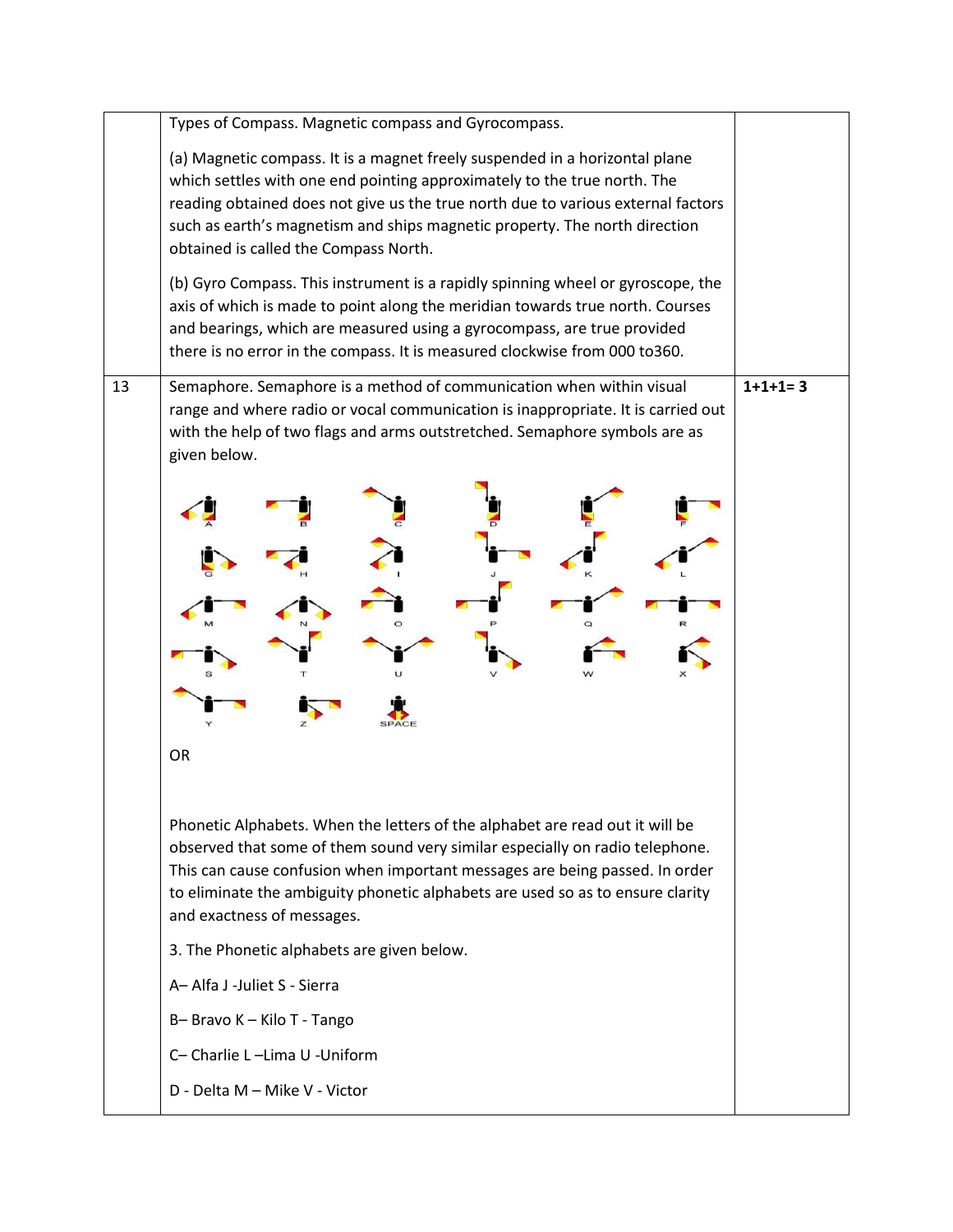| | | |
|---|---|---|
| | Types of Compass. Magnetic compass and Gyrocompass.<br><br>(a) Magnetic compass. It is a magnet freely suspended in a horizontal plane which settles with one end pointing approximately to the true north. The reading obtained does not give us the true north due to various external factors such as earth's magnetism and ships magnetic property. The north direction obtained is called the Compass North.<br><br>(b) Gyro Compass. This instrument is a rapidly spinning wheel or gyroscope, the axis of which is made to point along the meridian towards true north. Courses and bearings, which are measured using a gyrocompass, are true provided there is no error in the compass. It is measured clockwise from 000 to360. | |
| 13 | Semaphore. Semaphore is a method of communication when within visual range and where radio or vocal communication is inappropriate. It is carried out with the help of two flags and arms outstretched. Semaphore symbols are as given below.<br><br>A B C D E F<br>G H I J K L<br>M N O P Q R<br>S T U V W X<br>Y Z SPACE<br><br>OR<br><br>Phonetic Alphabets. When the letters of the alphabet are read out it will be observed that some of them sound very similar especially on radio telephone. This can cause confusion when important messages are being passed. In order to eliminate the ambiguity phonetic alphabets are used so as to ensure clarity and exactness of messages.<br><br>3. The Phonetic alphabets are given below.<br><br>A– Alfa J -Juliet S - Sierra<br><br>B– Bravo K – Kilo T - Tango<br><br>C– Charlie L –Lima U -Uniform<br><br>D - Delta M – Mike V - Victor | **1+1+1= 3** |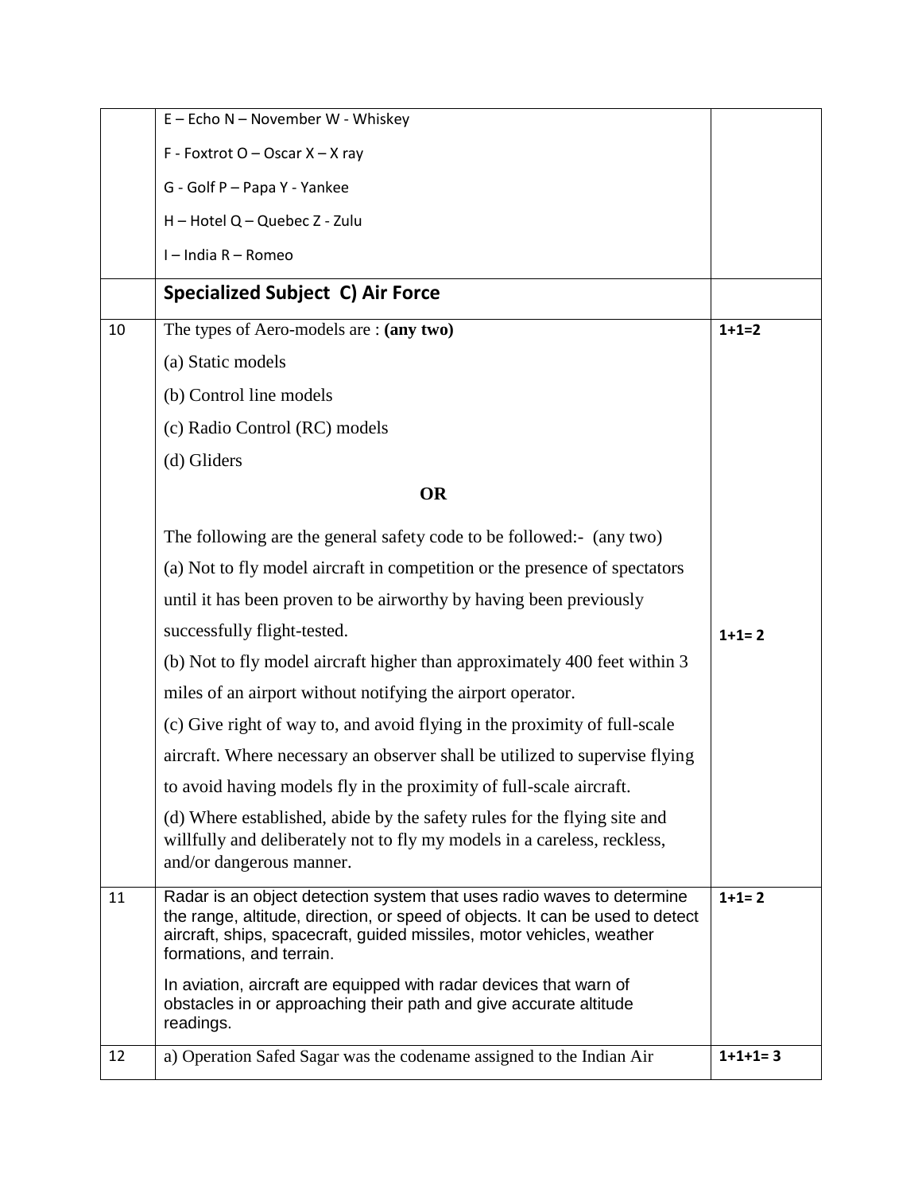|  |  |  |
|---|---|---|
|  | E – Echo N – November W - Whiskey<br>F - Foxtrot O – Oscar X – X ray<br>G - Golf P – Papa Y - Yankee<br>H – Hotel Q – Quebec Z - Zulu<br>I – India R – Romeo |  |
|  | **Specialized Subject C) Air Force** |  |
| 10 | The types of Aero-models are : **(any two)**<br>(a) Static models<br>(b) Control line models<br>(c) Radio Control (RC) models<br>(d) Gliders<br>**OR**<br>The following are the general safety code to be followed:- (any two)<br>(a) Not to fly model aircraft in competition or the presence of spectators until it has been proven to be airworthy by having been previously successfully flight-tested.<br>(b) Not to fly model aircraft higher than approximately 400 feet within 3 miles of an airport without notifying the airport operator.<br>(c) Give right of way to, and avoid flying in the proximity of full-scale aircraft. Where necessary an observer shall be utilized to supervise flying to avoid having models fly in the proximity of full-scale aircraft.<br>(d) Where established, abide by the safety rules for the flying site and willfully and deliberately not to fly my models in a careless, reckless, and/or dangerous manner. | **1+1=2**<br><br>**1+1= 2** |
| 11 | Radar is an object detection system that uses radio waves to determine the range, altitude, direction, or speed of objects. It can be used to detect aircraft, ships, spacecraft, guided missiles, motor vehicles, weather formations, and terrain.<br>In aviation, aircraft are equipped with radar devices that warn of obstacles in or approaching their path and give accurate altitude readings. | **1+1= 2** |
| 12 | a) Operation Safed Sagar was the codename assigned to the Indian Air | **1+1+1= 3** |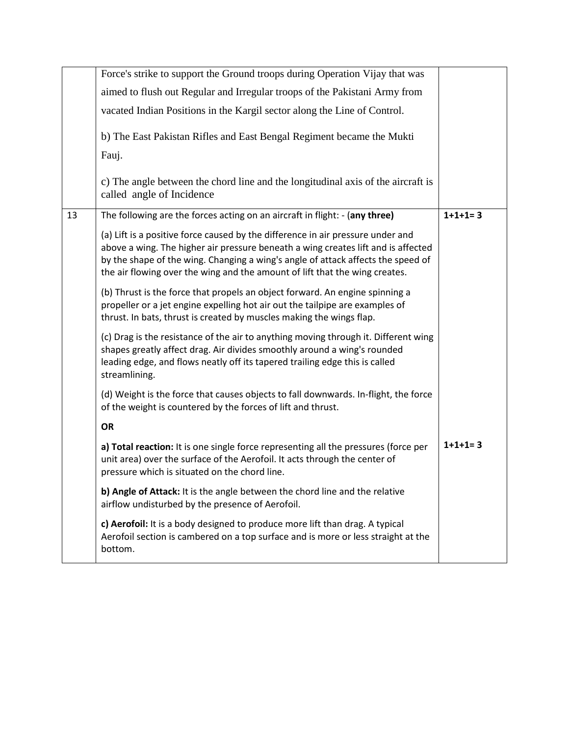| | | |
|---|---|---|
| | Force's strike to support the Ground troops during Operation Vijay that was aimed to flush out Regular and Irregular troops of the Pakistani Army from vacated Indian Positions in the Kargil sector along the Line of Control.<br><br>b) The East Pakistan Rifles and East Bengal Regiment became the Mukti Fauj.<br><br>c) The angle between the chord line and the longitudinal axis of the aircraft is called angle of Incidence | |
| 13 | The following are the forces acting on an aircraft in flight: - (**any three**)<br><br>(a) Lift is a positive force caused by the difference in air pressure under and above a wing. The higher air pressure beneath a wing creates lift and is affected by the shape of the wing. Changing a wing's angle of attack affects the speed of the air flowing over the wing and the amount of lift that the wing creates.<br><br>(b) Thrust is the force that propels an object forward. An engine spinning a propeller or a jet engine expelling hot air out the tailpipe are examples of thrust. In bats, thrust is created by muscles making the wings flap.<br><br>(c) Drag is the resistance of the air to anything moving through it. Different wing shapes greatly affect drag. Air divides smoothly around a wing's rounded leading edge, and flows neatly off its tapered trailing edge this is called streamlining.<br><br>(d) Weight is the force that causes objects to fall downwards. In-flight, the force of the weight is countered by the forces of lift and thrust.<br><br>**OR**<br><br>**a) Total reaction:** It is one single force representing all the pressures (force per unit area) over the surface of the Aerofoil. It acts through the center of pressure which is situated on the chord line.<br><br>**b) Angle of Attack:** It is the angle between the chord line and the relative airflow undisturbed by the presence of Aerofoil.<br><br>**c) Aerofoil:** It is a body designed to produce more lift than drag. A typical Aerofoil section is cambered on a top surface and is more or less straight at the bottom. | **1+1+1= 3**<br><br>**1+1+1= 3** |